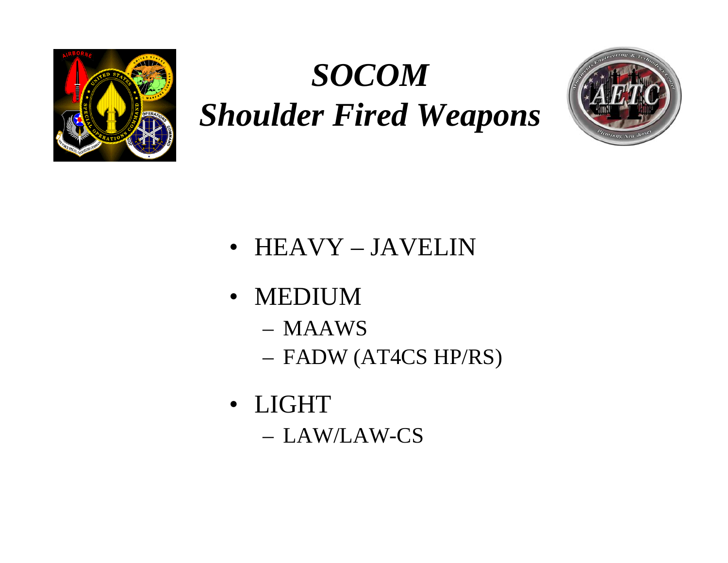# *SOCOM*
# *Shoulder Fired Weapons*

- HEAVY – JAVELIN
- MEDIUM
  - MAAWS
  - FADW (AT4CS HP/RS)
- LIGHT
  - LAW/LAW-CS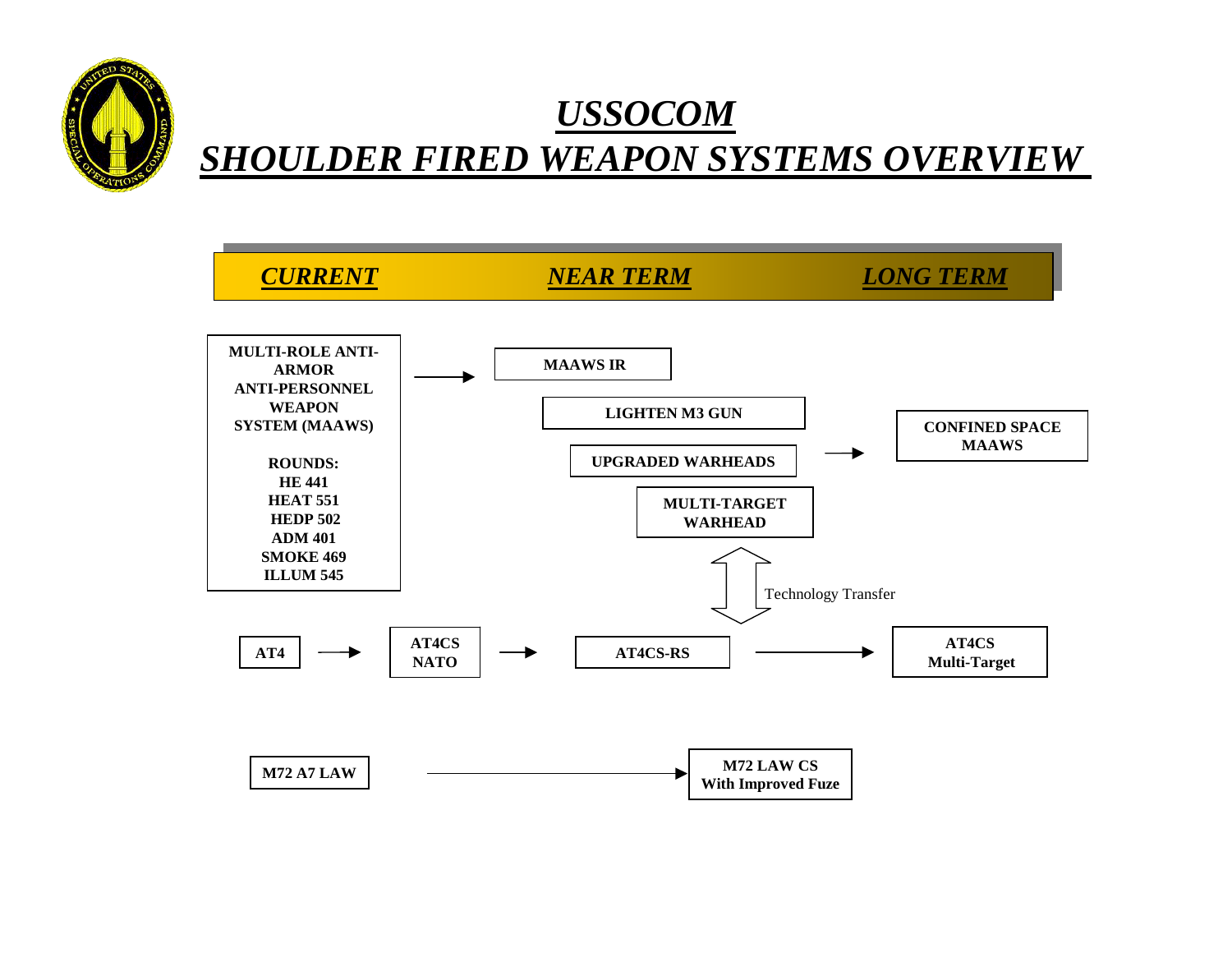# *USSOCOM*
# *SHOULDER FIRED WEAPON SYSTEMS OVERVIEW*

| ***CURRENT*** | ***NEAR TERM*** | ***LONG TERM*** |
|---|---|---|

**MULTI-ROLE ANTI-ARMOR ANTI-PERSONNEL WEAPON SYSTEM (MAAWS)**

**ROUNDS:**
**HE 441**
**HEAT 551**
**HEDP 502**
**ADM 401**
**SMOKE 469**
**ILLUM 545**

→ **MAAWS IR**

**LIGHTEN M3 GUN**

**UPGRADED WARHEADS** → **CONFINED SPACE MAAWS**

**MULTI-TARGET WARHEAD**

↕ Technology Transfer

**AT4** → **AT4CS NATO** → **AT4CS-RS** → **AT4CS Multi-Target**

**M72 A7 LAW** → **M72 LAW CS With Improved Fuze**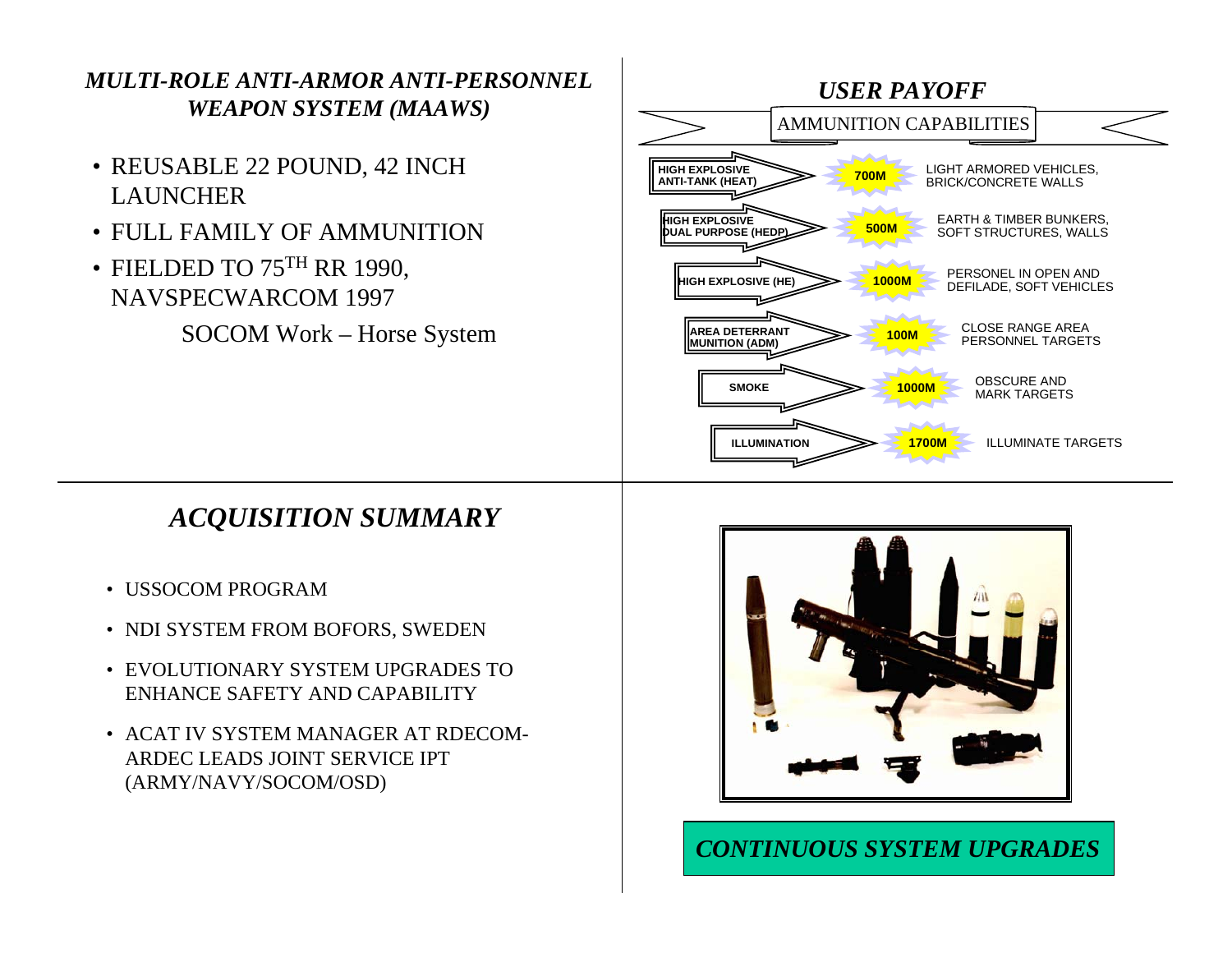## *MULTI-ROLE ANTI-ARMOR ANTI-PERSONNEL WEAPON SYSTEM (MAAWS)*

- REUSABLE 22 POUND, 42 INCH LAUNCHER
- FULL FAMILY OF AMMUNITION
- FIELDED TO 75TH RR 1990, NAVSPECWARCOM 1997

SOCOM Work – Horse System

## *USER PAYOFF*

AMMUNITION CAPABILITIES

| Ammunition | Range | Targets |
| --- | --- | --- |
| HIGH EXPLOSIVE ANTI-TANK (HEAT) | 700M | LIGHT ARMORED VEHICLES, BRICK/CONCRETE WALLS |
| HIGH EXPLOSIVE DUAL PURPOSE (HEDP) | 500M | EARTH & TIMBER BUNKERS, SOFT STRUCTURES, WALLS |
| HIGH EXPLOSIVE (HE) | 1000M | PERSONEL IN OPEN AND DEFILADE, SOFT VEHICLES |
| AREA DETERRANT MUNITION (ADM) | 100M | CLOSE RANGE AREA PERSONNEL TARGETS |
| SMOKE | 1000M | OBSCURE AND MARK TARGETS |
| ILLUMINATION | 1700M | ILLUMINATE TARGETS |

## *ACQUISITION SUMMARY*

- USSOCOM PROGRAM
- NDI SYSTEM FROM BOFORS, SWEDEN
- EVOLUTIONARY SYSTEM UPGRADES TO ENHANCE SAFETY AND CAPABILITY
- ACAT IV SYSTEM MANAGER AT RDECOM-ARDEC LEADS JOINT SERVICE IPT (ARMY/NAVY/SOCOM/OSD)

*CONTINUOUS SYSTEM UPGRADES*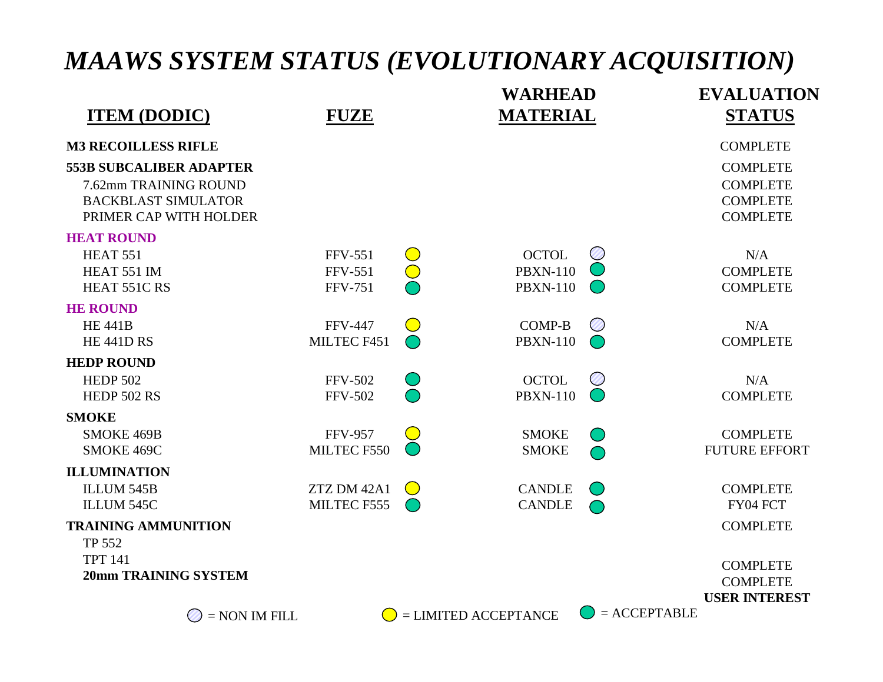# *MAAWS SYSTEM STATUS (EVOLUTIONARY ACQUISITION)*

| ITEM (DODIC) | FUZE | | WARHEAD MATERIAL | | EVALUATION STATUS |
|---|---|---|---|---|---|
| **M3 RECOILLESS RIFLE** | | | | | COMPLETE |
| **553B SUBCALIBER ADAPTER** | | | | | COMPLETE |
| 7.62mm TRAINING ROUND | | | | | COMPLETE |
| BACKBLAST SIMULATOR | | | | | COMPLETE |
| PRIMER CAP WITH HOLDER | | | | | COMPLETE |
| **HEAT ROUND** | | | | | |
| HEAT 551 | FFV-551 | LIMITED ACCEPTANCE | OCTOL | NON IM FILL | N/A |
| HEAT 551 IM | FFV-551 | LIMITED ACCEPTANCE | PBXN-110 | ACCEPTABLE | COMPLETE |
| HEAT 551C RS | FFV-751 | ACCEPTABLE | PBXN-110 | ACCEPTABLE | COMPLETE |
| **HE ROUND** | | | | | |
| HE 441B | FFV-447 | LIMITED ACCEPTANCE | COMP-B | NON IM FILL | N/A |
| HE 441D RS | MILTEC F451 | ACCEPTABLE | PBXN-110 | ACCEPTABLE | COMPLETE |
| **HEDP ROUND** | | | | | |
| HEDP 502 | FFV-502 | ACCEPTABLE | OCTOL | NON IM FILL | N/A |
| HEDP 502 RS | FFV-502 | ACCEPTABLE | PBXN-110 | ACCEPTABLE | COMPLETE |
| **SMOKE** | | | | | |
| SMOKE 469B | FFV-957 | LIMITED ACCEPTANCE | SMOKE | ACCEPTABLE | COMPLETE |
| SMOKE 469C | MILTEC F550 | ACCEPTABLE | SMOKE | ACCEPTABLE | FUTURE EFFORT |
| **ILLUMINATION** | | | | | |
| ILLUM 545B | ZTZ DM 42A1 | LIMITED ACCEPTANCE | CANDLE | ACCEPTABLE | COMPLETE |
| ILLUM 545C | MILTEC F555 | ACCEPTABLE | CANDLE | ACCEPTABLE | FY04 FCT |
| **TRAINING AMMUNITION** | | | | | COMPLETE |
| TP 552 | | | | | COMPLETE |
| TPT 141 | | | | | COMPLETE |
| **20mm TRAINING SYSTEM** | | | | | **USER INTEREST** |

○ = NON IM FILL ○ = LIMITED ACCEPTANCE ○ = ACCEPTABLE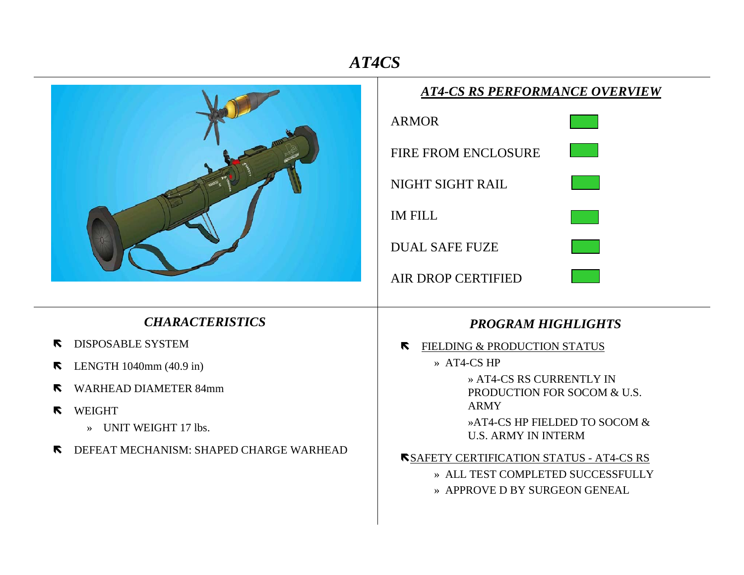# *AT4CS*

## ***AT4-CS RS PERFORMANCE OVERVIEW***

| | |
|---|---|
| ARMOR | |
| FIRE FROM ENCLOSURE | |
| NIGHT SIGHT RAIL | |
| IM FILL | |
| DUAL SAFE FUZE | |
| AIR DROP CERTIFIED | |

## *CHARACTERISTICS*

- DISPOSABLE SYSTEM
- LENGTH 1040mm (40.9 in)
- WARHEAD DIAMETER 84mm
- WEIGHT
  - » UNIT WEIGHT 17 lbs.
- DEFEAT MECHANISM: SHAPED CHARGE WARHEAD

## *PROGRAM HIGHLIGHTS*

- FIELDING & PRODUCTION STATUS
  - » AT4-CS HP
    - » AT4-CS RS CURRENTLY IN PRODUCTION FOR SOCOM & U.S. ARMY
    - »AT4-CS HP FIELDED TO SOCOM & U.S. ARMY IN INTERM
- SAFETY CERTIFICATION STATUS - AT4-CS RS
  - » ALL TEST COMPLETED SUCCESSFULLY
  - » APPROVE D BY SURGEON GENEAL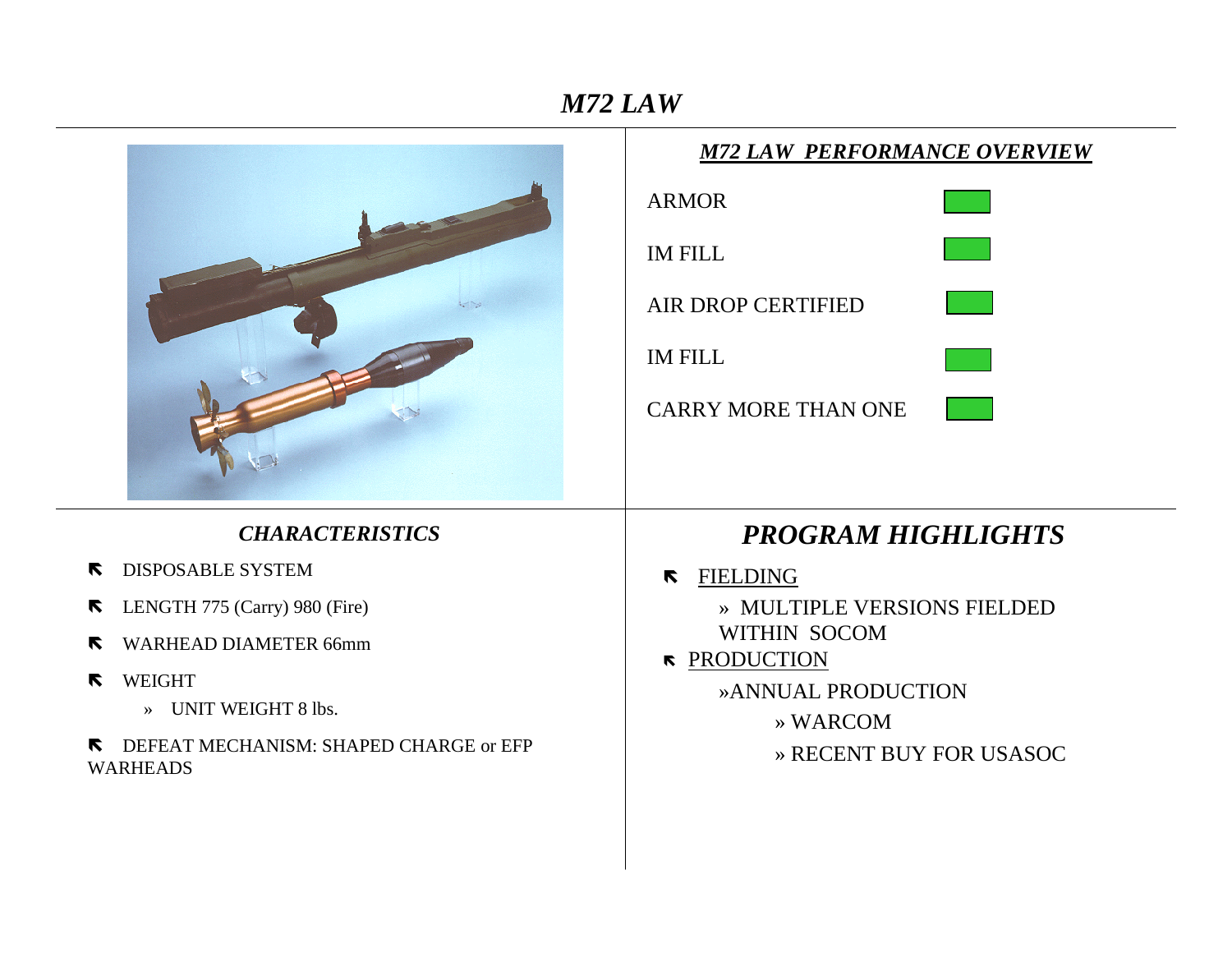# *M72 LAW*

## ***M72 LAW PERFORMANCE OVERVIEW***

| | |
|---|---|
| ARMOR | |
| IM FILL | |
| AIR DROP CERTIFIED | |
| IM FILL | |
| CARRY MORE THAN ONE | |

## *CHARACTERISTICS*

- DISPOSABLE SYSTEM
- LENGTH 775 (Carry) 980 (Fire)
- WARHEAD DIAMETER 66mm
- WEIGHT
  - » UNIT WEIGHT 8 lbs.
- DEFEAT MECHANISM: SHAPED CHARGE or EFP WARHEADS

## *PROGRAM HIGHLIGHTS*

- FIELDING
  - » MULTIPLE VERSIONS FIELDED WITHIN SOCOM
- PRODUCTION
  - »ANNUAL PRODUCTION
    - » WARCOM
    - » RECENT BUY FOR USASOC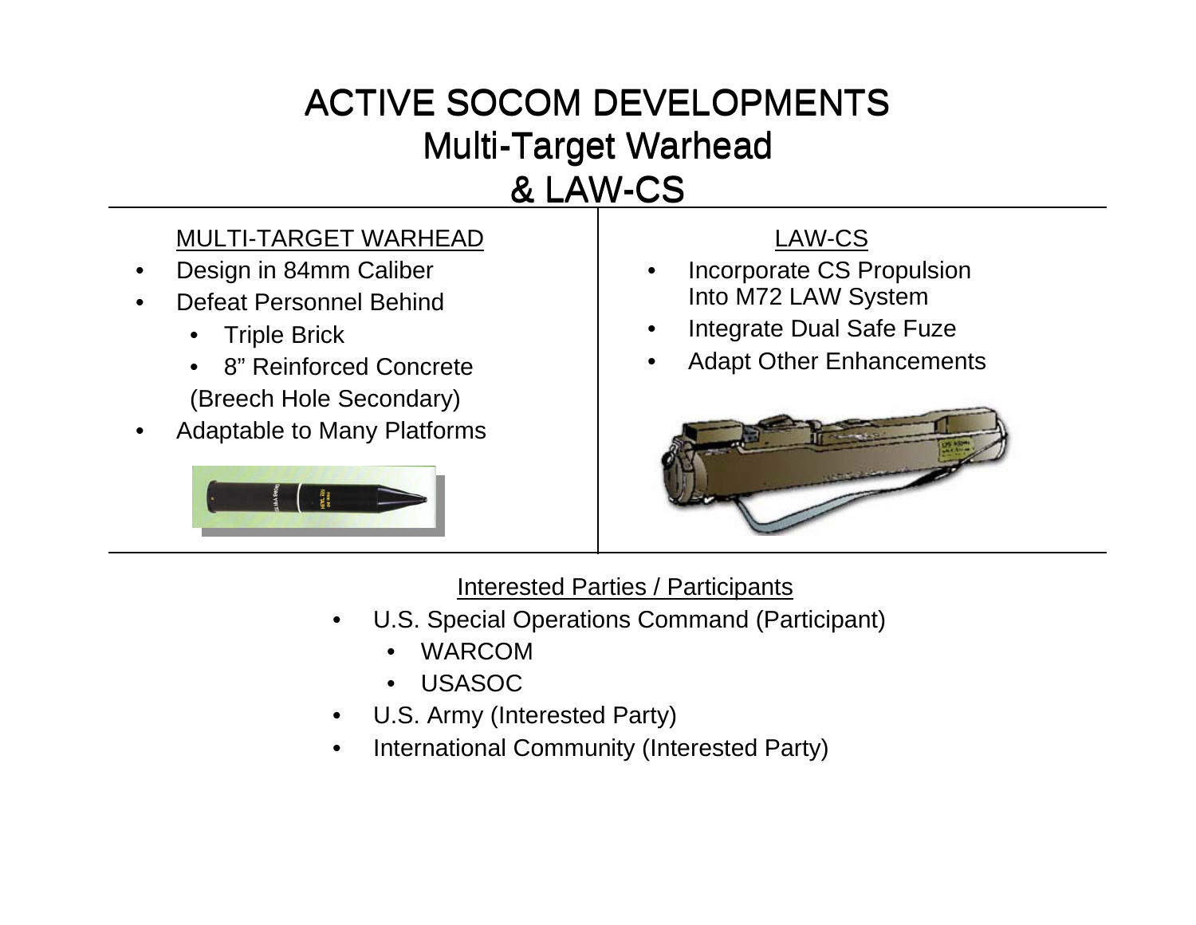# ACTIVE SOCOM DEVELOPMENTS
## Multi-Target Warhead
## & LAW-CS

MULTI-TARGET WARHEAD

- Design in 84mm Caliber
- Defeat Personnel Behind
  - Triple Brick
  - 8” Reinforced Concrete
  
  (Breech Hole Secondary)
- Adaptable to Many Platforms

LAW-CS

- Incorporate CS Propulsion Into M72 LAW System
- Integrate Dual Safe Fuze
- Adapt Other Enhancements

Interested Parties / Participants

- U.S. Special Operations Command (Participant)
  - WARCOM
  - USASOC
- U.S. Army (Interested Party)
- International Community (Interested Party)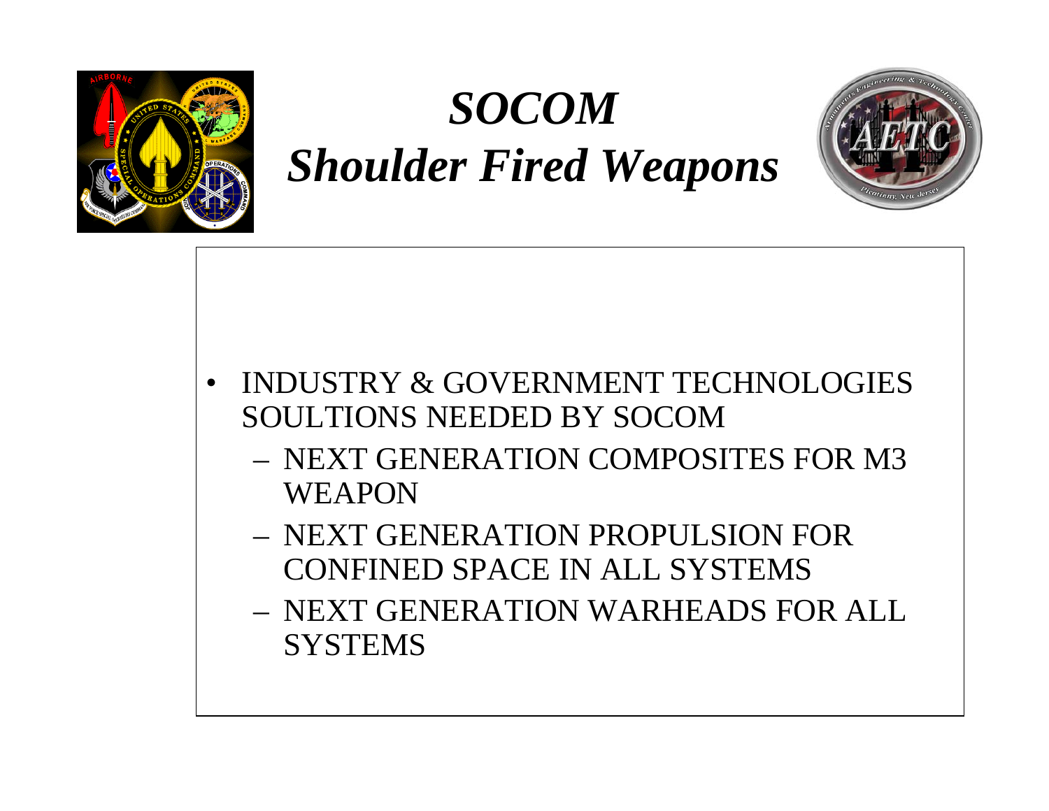# *SOCOM*
# *Shoulder Fired Weapons*

- INDUSTRY & GOVERNMENT TECHNOLOGIES SOULTIONS NEEDED BY SOCOM
  - NEXT GENERATION COMPOSITES FOR M3 WEAPON
  - NEXT GENERATION PROPULSION FOR CONFINED SPACE IN ALL SYSTEMS
  - NEXT GENERATION WARHEADS FOR ALL SYSTEMS